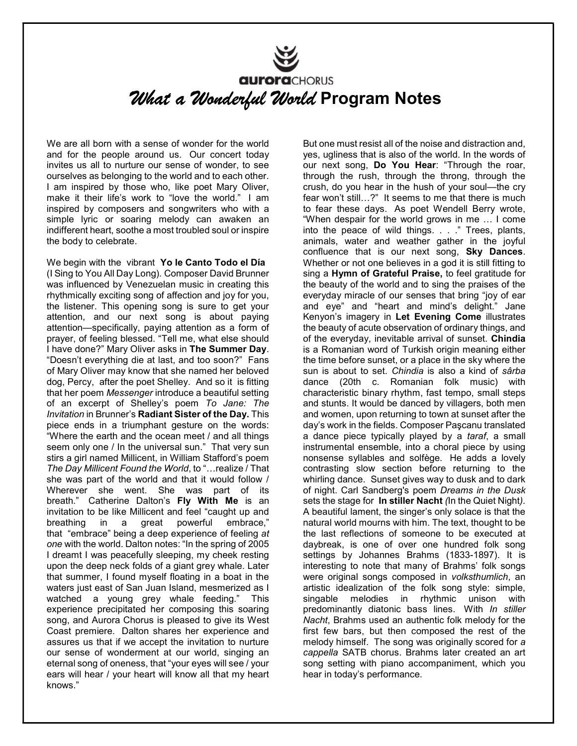aurora CHORUS

# *What a Wonderful World* Program Notes

We are all born with a sense of wonder for the world and for the people around us. Our concert today invites us all to nurture our sense of wonder, to see ourselves as belonging to the world and to each other. I am inspired by those who, like poet Mary Oliver, make it their life's work to "love the world." I am inspired by composers and songwriters who with a simple lyric or soaring melody can awaken an indifferent heart, soothe a most troubled soul or inspire the body to celebrate.

We begin with the vibrant **Yo le Canto Todo el Día** (I Sing to You All Day Long). Composer David Brunner was influenced by Venezuelan music in creating this rhythmically exciting song of affection and joy for you, the listener. This opening song is sure to get your attention, and our next song is about paying attention—specifically, paying attention as a form of prayer, of feeling blessed. "Tell me, what else should I have done?" Mary Oliver asks in **The Summer Day**. "Doesn't everything die at last, and too soon?" Fans of Mary Oliver may know that she named her beloved dog, Percy, after the poet Shelley. And so it is fitting that her poem *Messenger* introduce a beautiful setting of an excerpt of Shelley's poem *To Jane: The Invitation* in Brunner's **Radiant Sister of the Day.** This piece ends in a triumphant gesture on the words: "Where the earth and the ocean meet / and all things seem only one / In the universal sun." That very sun stirs a girl named Millicent, in William Stafford's poem *The Day Millicent Found the World*, to "…realize / That she was part of the world and that it would follow / Wherever she went. She was part of its breath." Catherine Dalton's **Fly With Me** is an invitation to be like Millicent and feel "caught up and breathing in a great powerful embrace," that "embrace" being a deep experience of feeling *at one* with the world. Dalton notes: "In the spring of 2005 I dreamt I was peacefully sleeping, my cheek resting upon the deep neck folds of a giant grey whale. Later that summer, I found myself floating in a boat in the waters just east of San Juan Island, mesmerized as I watched a young grey whale feeding." This experience precipitated her composing this soaring song, and Aurora Chorus is pleased to give its West Coast premiere. Dalton shares her experience and assures us that if we accept the invitation to nurture our sense of wonderment at our world, singing an eternal song of oneness, that "your eyes will see / your ears will hear / your heart will know all that my heart knows."

But one must resist all of the noise and distraction and, yes, ugliness that is also of the world. In the words of our next song, **Do You Hear**: "Through the roar, through the rush, through the throng, through the crush, do you hear in the hush of your soul—the cry fear won't still…?" It seems to me that there is much to fear these days. As poet Wendell Berry wrote, "When despair for the world grows in me … I come into the peace of wild things. . . ." Trees, plants, animals, water and weather gather in the joyful confluence that is our next song, **Sky Dances**. Whether or not one believes in a god it is still fitting to sing a **Hymn of Grateful Praise,** to feel gratitude for the beauty of the world and to sing the praises of the everyday miracle of our senses that bring "joy of ear and eye" and "heart and mind's delight." Jane Kenyon's imagery in **Let Evening Come** illustrates the beauty of acute observation of ordinary things, and of the everyday, inevitable arrival of sunset. **Chindia** is a Romanian word of Turkish origin meaning either the time before sunset, or a place in the sky where the sun is about to set. *Chindia* is also a kind of *sârba* dance (20th c. Romanian folk music) with characteristic binary rhythm, fast tempo, small steps and stunts. It would be danced by villagers, both men and women, upon returning to town at sunset after the day's work in the fields. Composer Paşcanu translated a dance piece typically played by a *taraf*, a small instrumental ensemble, into a choral piece by using nonsense syllables and solfège. He adds a lovely contrasting slow section before returning to the whirling dance. Sunset gives way to dusk and to dark of night. Carl Sandberg's poem *Dreams in the Dusk* sets the stage for **In stiller Nacht** *(*In the Quiet Night*).* A beautiful lament, the singer's only solace is that the natural world mourns with him. The text, thought to be the last reflections of someone to be executed at daybreak, is one of over one hundred folk song settings by Johannes Brahms (1833-1897). It is interesting to note that many of Brahms' folk songs were original songs composed in *volksthumlich*, an artistic idealization of the folk song style: simple, singable melodies in rhythmic unison with predominantly diatonic bass lines. With *In stiller Nacht*, Brahms used an authentic folk melody for the first few bars, but then composed the rest of the melody himself. The song was originally scored for *a cappella* SATB chorus. Brahms later created an art song setting with piano accompaniment, which you hear in today's performance.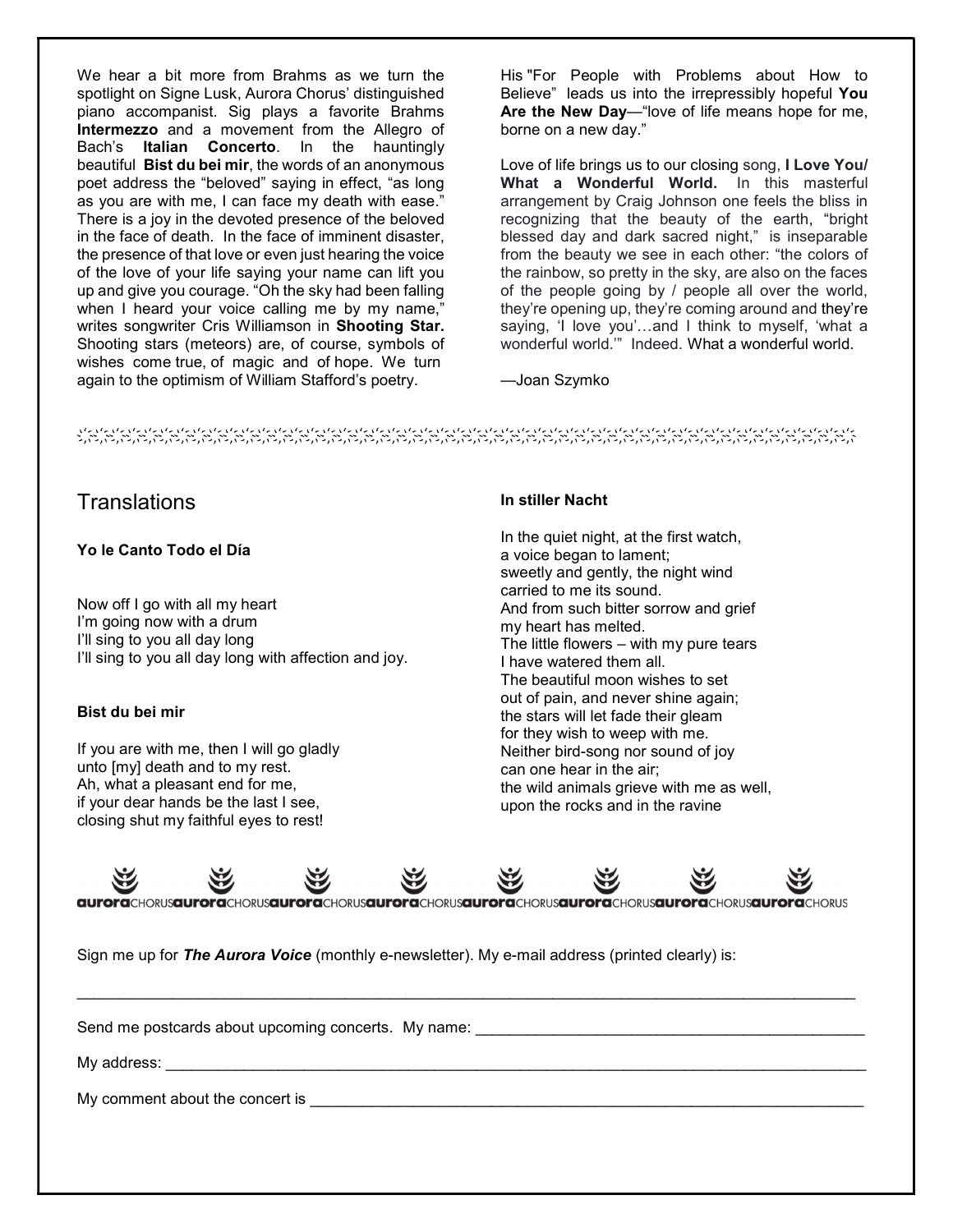We hear a bit more from Brahms as we turn the spotlight on Signe Lusk, Aurora Chorus' distinguished piano accompanist. Sig plays a favorite Brahms **Intermezzo** and a movement from the Allegro of Bach's **Italian Concerto**. In the hauntingly beautiful **Bist du bei mir**, the words of an anonymous poet address the "beloved" saying in effect, "as long as you are with me, I can face my death with ease." There is a joy in the devoted presence of the beloved in the face of death. In the face of imminent disaster, the presence of that love or even just hearing the voice of the love of your life saying your name can lift you up and give you courage. "Oh the sky had been falling when I heard your voice calling me by my name," writes songwriter Cris Williamson in **Shooting Star.** Shooting stars (meteors) are, of course, symbols of wishes come true, of magic and of hope. We turn again to the optimism of William Stafford's poetry.

His "For People with Problems about How to Believe" leads us into the irrepressibly hopeful **You Are the New Day**—"love of life means hope for me, borne on a new day."

Love of life brings us to our closing song, **I Love You/ What a Wonderful World.** In this masterful arrangement by Craig Johnson one feels the bliss in recognizing that the beauty of the earth, "bright blessed day and dark sacred night," is inseparable from the beauty we see in each other: "the colors of the rainbow, so pretty in the sky, are also on the faces of the people going by / people all over the world, they're opening up, they're coming around and they're saying, 'I love you'…and I think to myself, 'what a wonderful world.'" Indeed. What a wonderful world.

—Joan Szymko

## Translations

**Yo le Canto Todo el Día**

Now off I go with all my heart
I'm going now with a drum
I'll sing to you all day long
I'll sing to you all day long with affection and joy.

**Bist du bei mir**

If you are with me, then I will go gladly
unto [my] death and to my rest.
Ah, what a pleasant end for me,
if your dear hands be the last I see,
closing shut my faithful eyes to rest!

**In stiller Nacht**

In the quiet night, at the first watch,
a voice began to lament;
sweetly and gently, the night wind
carried to me its sound.
And from such bitter sorrow and grief
my heart has melted.
The little flowers – with my pure tears
I have watered them all.
The beautiful moon wishes to set
out of pain, and never shine again;
the stars will let fade their gleam
for they wish to weep with me.
Neither bird-song nor sound of joy
can one hear in the air;
the wild animals grieve with me as well,
upon the rocks and in the ravine

Sign me up for ***The Aurora Voice*** (monthly e-newsletter). My e-mail address (printed clearly) is:

\_\_\_\_\_\_\_\_\_\_\_\_\_\_\_\_\_\_\_\_\_\_\_\_\_\_\_\_\_\_\_\_\_\_\_\_\_\_\_\_\_\_\_\_\_\_\_\_\_\_\_\_\_\_\_\_\_\_\_\_

Send me postcards about upcoming concerts. My name: \_\_\_\_\_\_\_\_\_\_\_\_\_\_\_\_\_\_\_\_\_\_\_\_\_\_\_\_\_\_

My address: \_\_\_\_\_\_\_\_\_\_\_\_\_\_\_\_\_\_\_\_\_\_\_\_\_\_\_\_\_\_\_\_\_\_\_\_\_\_\_\_\_\_\_\_\_\_\_\_\_\_\_\_

My comment about the concert is \_\_\_\_\_\_\_\_\_\_\_\_\_\_\_\_\_\_\_\_\_\_\_\_\_\_\_\_\_\_\_\_\_\_\_\_\_\_\_\_